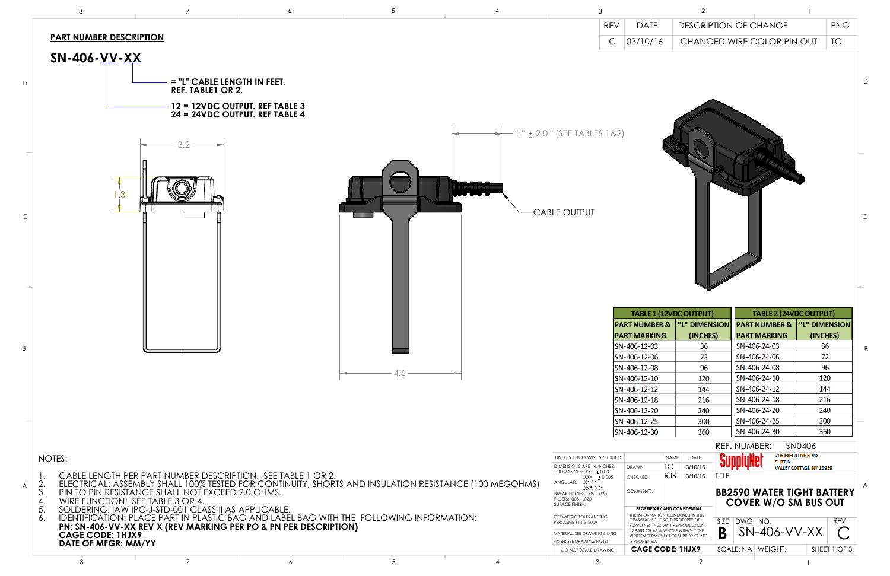| REV | DATE | DESCRIPTION OF CHANGE | ENG |
|---|---|---|---|
| C | 03/10/16 | CHANGED WIRE COLOR PIN OUT | TC |

## PART NUMBER DESCRIPTION

**SN-406-VV-XX**

- **XX = "L" CABLE LENGTH IN FEET. REF. TABLE1 OR 2.**
- **VV: 12 = 12VDC OUTPUT. REF TABLE 3**
- **24 = 24VDC OUTPUT. REF TABLE 4**

3.2

1.3

4.6

"L" ± 2.0 " (SEE TABLES 1&2)

CABLE OUTPUT

| TABLE 1 (12VDC OUTPUT) | |
|---|---|
| PART NUMBER & PART MARKING | "L" DIMENSION (INCHES) |
| SN-406-12-03 | 36 |
| SN-406-12-06 | 72 |
| SN-406-12-08 | 96 |
| SN-406-12-10 | 120 |
| SN-406-12-12 | 144 |
| SN-406-12-18 | 216 |
| SN-406-12-20 | 240 |
| SN-406-12-25 | 300 |
| SN-406-12-30 | 360 |

| TABLE 2 (24VDC OUTPUT) | |
|---|---|
| PART NUMBER & PART MARKING | "L" DIMENSION (INCHES) |
| SN-406-24-03 | 36 |
| SN-406-24-06 | 72 |
| SN-406-24-08 | 96 |
| SN-406-24-10 | 120 |
| SN-406-24-12 | 144 |
| SN-406-24-18 | 216 |
| SN-406-24-20 | 240 |
| SN-406-24-25 | 300 |
| SN-406-24-30 | 360 |

NOTES:

1. CABLE LENGTH PER PART NUMBER DESCRIPTION. SEE TABLE 1 OR 2.
2. ELECTRICAL: ASSEMBLY SHALL 100% TESTED FOR CONTINUITY, SHORTS AND INSULATION RESISTANCE (100 MEGOHMS)
3. PIN TO PIN RESISTANCE SHALL NOT EXCEED 2.0 OHMS.
4. WIRE FUNCTION: SEE TABLE 3 OR 4.
5. SOLDERING: IAW IPC-J-STD-001 CLASS II AS APPLICABLE.
6. IDENTIFICATION: PLACE PART IN PLASTIC BAG AND LABEL BAG WITH THE FOLLOWING INFORMATION:
   **PN: SN-406-VV-XX REV X (REV MARKING PER PO & PN PER DESCRIPTION)**
   **CAGE CODE: 1HJX9**
   **DATE OF MFGR: MM/YY**

UNLESS OTHERWISE SPECIFIED:
DIMENSIONS ARE IN: INCHES
TOLERANCES: .XX: ± 0.03 .XXX: ± 0.005
ANGULAR: .X°: 1° .XX°: 0.5°
BREAK EDGES: .005 - .020
FILLETS: .005 - .020
SUFACE FINISH:
GEOMETRIC TOLERANCING PER: ASME Y14.5 -2009
MATERIAL: SEE DRAWING NOTES
FINISH: SEE DRAWING NOTES
DO NOT SCALE DRAWING

| | NAME | DATE |
|---|---|---|
| DRAWN | TC | 3/10/16 |
| CHECKED | RJB | 3/10/16 |
| COMMENTS: | | |

**PROPRIETARY AND CONFIDENTIAL**
THE INFORMATION CONTAINED IN THIS DRAWING IS THE SOLE PROPERTY OF SUPPLYNET, INC. ANY REPRODUCTION IN PART OR AS A WHOLE WITHOUT THE WRITTEN PERMISSION OF SUPPLYNET INC. IS PROHIBITED.

**CAGE CODE: 1HJX9**

REF. NUMBER: SN0406

SupplyNet — 706 EXECUTIVE BLVD. SUITE B VALLEY COTTAGE, NY 10989

TITLE: **BB2590 WATER TIGHT BATTERY COVER W/O SM BUS OUT**

SIZE: B — DWG. NO.: SN-406-VV-XX — REV: C

SCALE: NA — WEIGHT: — SHEET 1 OF 3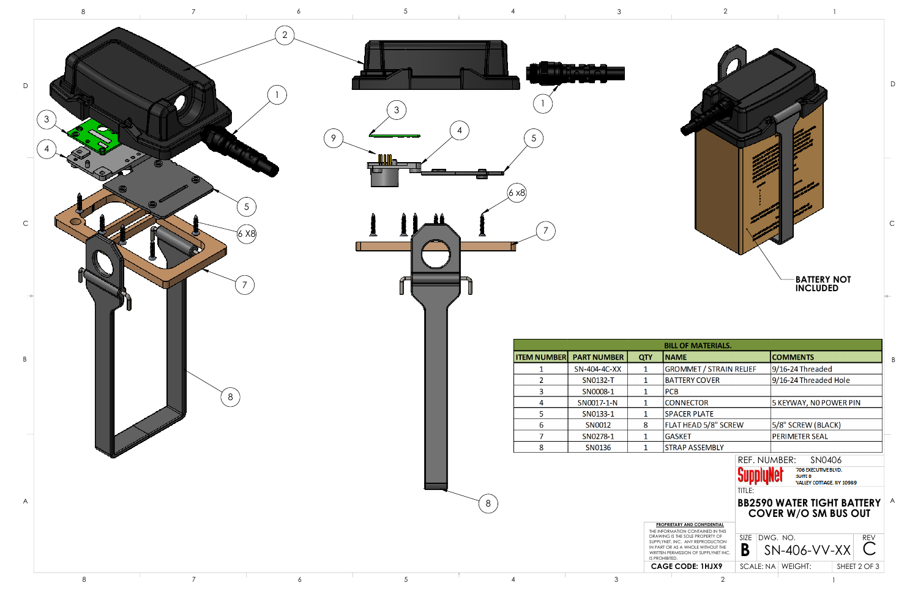BATTERY NOT INCLUDED

| BILL OF MATERIALS. | | | | |
|---|---|---|---|---|
| ITEM NUMBER | PART NUMBER | QTY | NAME | COMMENTS |
| 1 | SN-404-4C-XX | 1 | GROMMET / STRAIN RELIEF | 9/16-24 Threaded |
| 2 | SN0132-T | 1 | BATTERY COVER | 9/16-24 Threaded Hole |
| 3 | SN0008-1 | 1 | PCB | |
| 4 | SN0017-1-N | 1 | CONNECTOR | 5 KEYWAY, NO POWER PIN |
| 5 | SN0133-1 | 1 | SPACER PLATE | |
| 6 | SN0012 | 8 | FLAT HEAD 5/8" SCREW | 5/8" SCREW (BLACK) |
| 7 | SN0278-1 | 1 | GASKET | PERIMETER SEAL |
| 8 | SN0136 | 1 | STRAP ASSEMBLY | |

REF. NUMBER: SN0406

SupplyNet
706 EXECUTIVE BLVD.
SUITE B
VALLEY COTTAGE, NY 10989

TITLE:
**BB2590 WATER TIGHT BATTERY COVER W/O SM BUS OUT**

PROPRIETARY AND CONFIDENTIAL
THE INFORMATION CONTAINED IN THIS DRAWING IS THE SOLE PROPERTY OF SUPPLYNET, INC. ANY REPRODUCTION IN PART OR AS A WHOLE WITHOUT THE WRITTEN PERMISSION OF SUPPLYNET INC. IS PROHIBITED.

CAGE CODE: 1HJX9

SIZE: B | DWG. NO.: SN-406-VV-XX | REV: C

SCALE: NA | WEIGHT: | SHEET 2 OF 3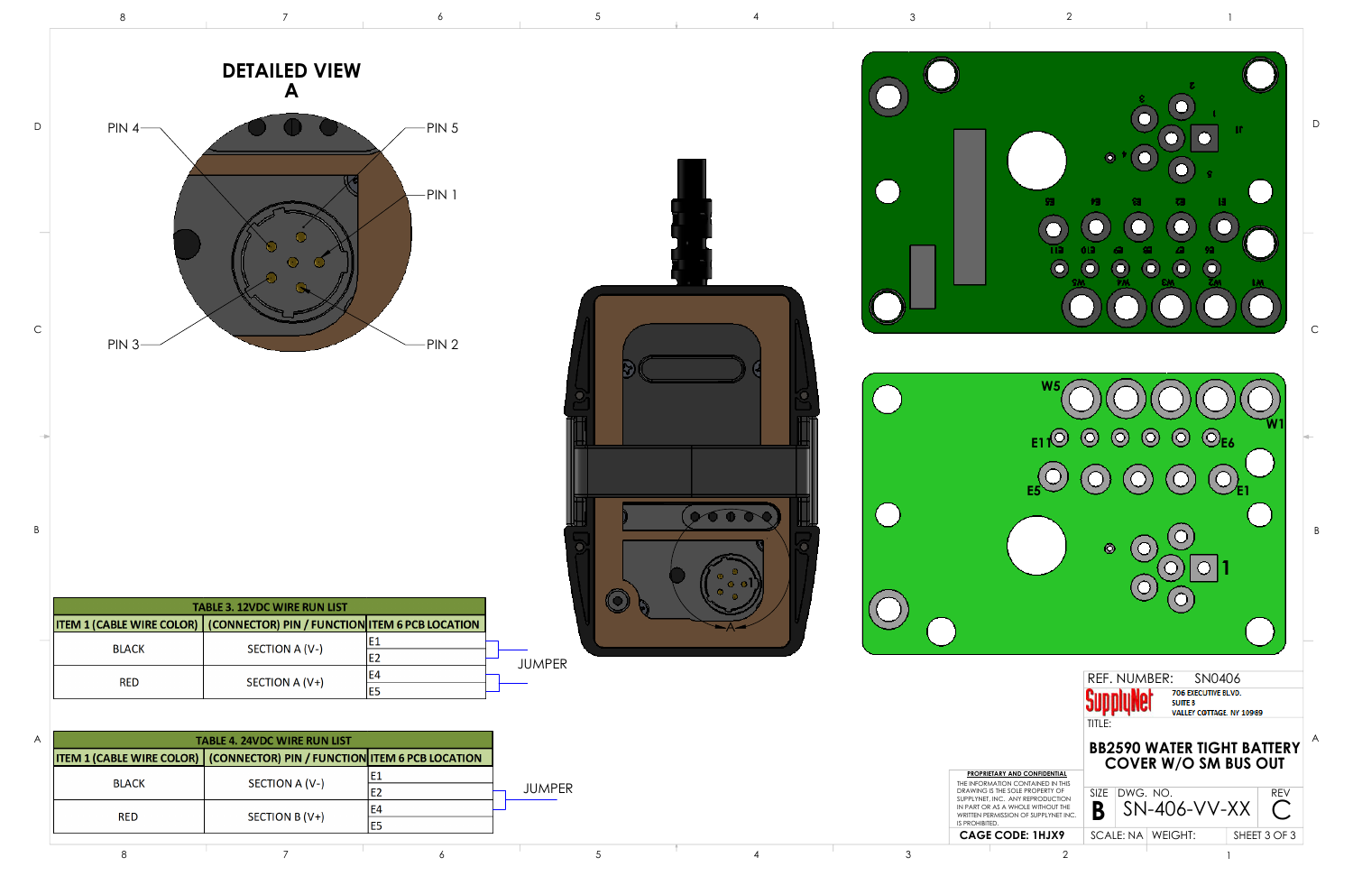## DETAILED VIEW A

PIN 4
PIN 5
PIN 1
PIN 3
PIN 2

W5
W1
E11
E6
E5
E1
1

TABLE 3. 12VDC WIRE RUN LIST

| ITEM 1 (CABLE WIRE COLOR) | (CONNECTOR) PIN / FUNCTION | ITEM 6 PCB LOCATION |
|---|---|---|
| BLACK | SECTION A (V-) | E1 |
| | | E2 |
| RED | SECTION A (V+) | E4 |
| | | E5 |

JUMPER

TABLE 4. 24VDC WIRE RUN LIST

| ITEM 1 (CABLE WIRE COLOR) | (CONNECTOR) PIN / FUNCTION | ITEM 6 PCB LOCATION |
|---|---|---|
| BLACK | SECTION A (V-) | E1 |
| | | E2 |
| RED | SECTION B (V+) | E4 |
| | | E5 |

JUMPER

**PROPRIETARY AND CONFIDENTIAL**

THE INFORMATION CONTAINED IN THIS DRAWING IS THE SOLE PROPERTY OF SUPPLYNET, INC. ANY REPRODUCTION IN PART OR AS A WHOLE WITHOUT THE WRITTEN PERMISSION OF SUPPLYNET INC. IS PROHIBITED.

CAGE CODE: 1HJX9

REF. NUMBER: SN0406

SupplyNet
706 EXECUTIVE BLVD.
SUITE 3
VALLEY COTTAGE, NY 10989

TITLE:
**BB2590 WATER TIGHT BATTERY COVER W/O SM BUS OUT**

SIZE: B
DWG. NO.: SN-406-VV-XX
REV: C

SCALE: NA
WEIGHT:
SHEET 3 OF 3